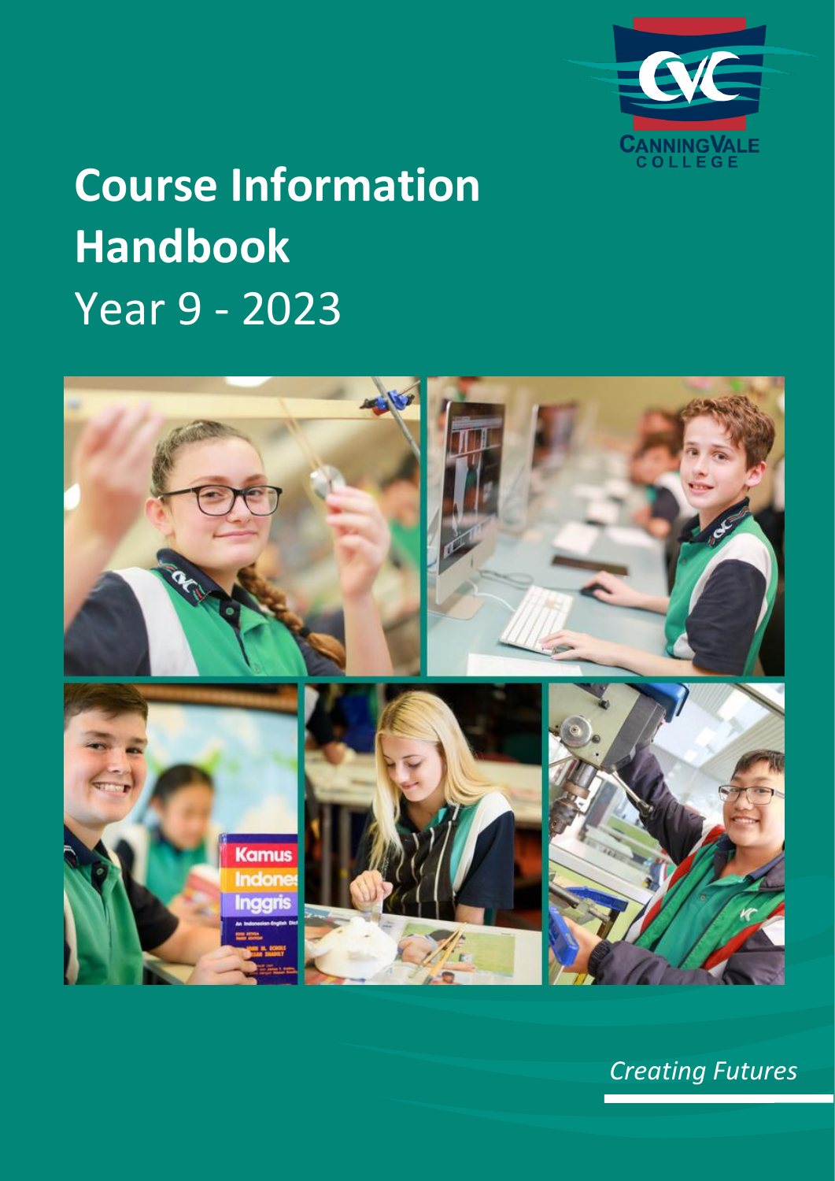CANNING VALE COLLEGE

# Course Information Handbook

## Year 9 - 2023

*Creating Futures*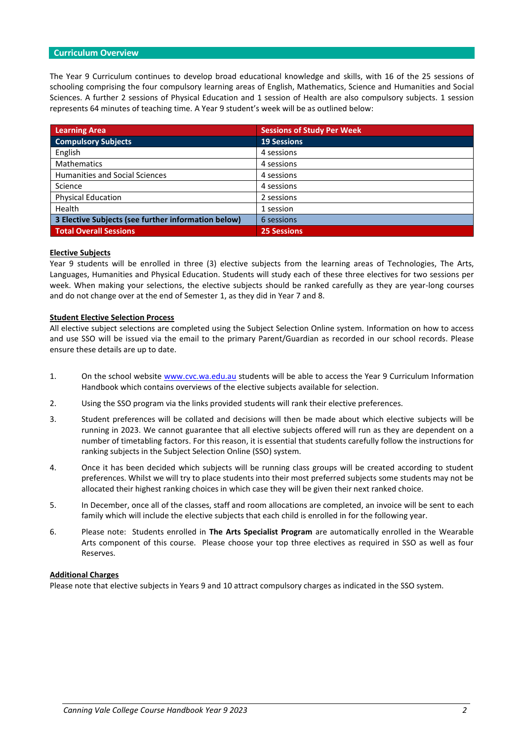## Curriculum Overview

The Year 9 Curriculum continues to develop broad educational knowledge and skills, with 16 of the 25 sessions of schooling comprising the four compulsory learning areas of English, Mathematics, Science and Humanities and Social Sciences. A further 2 sessions of Physical Education and 1 session of Health are also compulsory subjects. 1 session represents 64 minutes of teaching time. A Year 9 student's week will be as outlined below:

| Learning Area | Sessions of Study Per Week |
|---|---|
| **Compulsory Subjects** | **19 Sessions** |
| English | 4 sessions |
| Mathematics | 4 sessions |
| Humanities and Social Sciences | 4 sessions |
| Science | 4 sessions |
| Physical Education | 2 sessions |
| Health | 1 session |
| **3 Elective Subjects (see further information below)** | 6 sessions |
| **Total Overall Sessions** | **25 Sessions** |

### Elective Subjects

Year 9 students will be enrolled in three (3) elective subjects from the learning areas of Technologies, The Arts, Languages, Humanities and Physical Education. Students will study each of these three electives for two sessions per week. When making your selections, the elective subjects should be ranked carefully as they are year-long courses and do not change over at the end of Semester 1, as they did in Year 7 and 8.

### Student Elective Selection Process

All elective subject selections are completed using the Subject Selection Online system. Information on how to access and use SSO will be issued via the email to the primary Parent/Guardian as recorded in our school records. Please ensure these details are up to date.

1. On the school website www.cvc.wa.edu.au students will be able to access the Year 9 Curriculum Information Handbook which contains overviews of the elective subjects available for selection.
2. Using the SSO program via the links provided students will rank their elective preferences.
3. Student preferences will be collated and decisions will then be made about which elective subjects will be running in 2023. We cannot guarantee that all elective subjects offered will run as they are dependent on a number of timetabling factors. For this reason, it is essential that students carefully follow the instructions for ranking subjects in the Subject Selection Online (SSO) system.
4. Once it has been decided which subjects will be running class groups will be created according to student preferences. Whilst we will try to place students into their most preferred subjects some students may not be allocated their highest ranking choices in which case they will be given their next ranked choice.
5. In December, once all of the classes, staff and room allocations are completed, an invoice will be sent to each family which will include the elective subjects that each child is enrolled in for the following year.
6. Please note: Students enrolled in **The Arts Specialist Program** are automatically enrolled in the Wearable Arts component of this course. Please choose your top three electives as required in SSO as well as four Reserves.

### Additional Charges

Please note that elective subjects in Years 9 and 10 attract compulsory charges as indicated in the SSO system.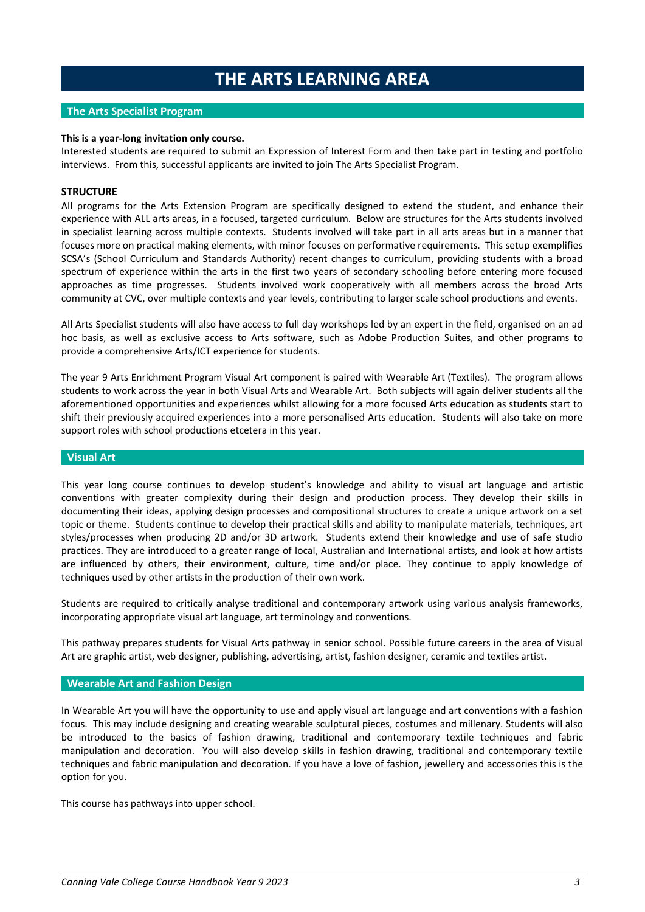# THE ARTS LEARNING AREA

## The Arts Specialist Program

**This is a year-long invitation only course.**

Interested students are required to submit an Expression of Interest Form and then take part in testing and portfolio interviews. From this, successful applicants are invited to join The Arts Specialist Program.

**STRUCTURE**

All programs for the Arts Extension Program are specifically designed to extend the student, and enhance their experience with ALL arts areas, in a focused, targeted curriculum. Below are structures for the Arts students involved in specialist learning across multiple contexts. Students involved will take part in all arts areas but in a manner that focuses more on practical making elements, with minor focuses on performative requirements. This setup exemplifies SCSA's (School Curriculum and Standards Authority) recent changes to curriculum, providing students with a broad spectrum of experience within the arts in the first two years of secondary schooling before entering more focused approaches as time progresses. Students involved work cooperatively with all members across the broad Arts community at CVC, over multiple contexts and year levels, contributing to larger scale school productions and events.

All Arts Specialist students will also have access to full day workshops led by an expert in the field, organised on an ad hoc basis, as well as exclusive access to Arts software, such as Adobe Production Suites, and other programs to provide a comprehensive Arts/ICT experience for students.

The year 9 Arts Enrichment Program Visual Art component is paired with Wearable Art (Textiles). The program allows students to work across the year in both Visual Arts and Wearable Art. Both subjects will again deliver students all the aforementioned opportunities and experiences whilst allowing for a more focused Arts education as students start to shift their previously acquired experiences into a more personalised Arts education. Students will also take on more support roles with school productions etcetera in this year.

## Visual Art

This year long course continues to develop student's knowledge and ability to visual art language and artistic conventions with greater complexity during their design and production process. They develop their skills in documenting their ideas, applying design processes and compositional structures to create a unique artwork on a set topic or theme. Students continue to develop their practical skills and ability to manipulate materials, techniques, art styles/processes when producing 2D and/or 3D artwork. Students extend their knowledge and use of safe studio practices. They are introduced to a greater range of local, Australian and International artists, and look at how artists are influenced by others, their environment, culture, time and/or place. They continue to apply knowledge of techniques used by other artists in the production of their own work.

Students are required to critically analyse traditional and contemporary artwork using various analysis frameworks, incorporating appropriate visual art language, art terminology and conventions.

This pathway prepares students for Visual Arts pathway in senior school. Possible future careers in the area of Visual Art are graphic artist, web designer, publishing, advertising, artist, fashion designer, ceramic and textiles artist.

## Wearable Art and Fashion Design

In Wearable Art you will have the opportunity to use and apply visual art language and art conventions with a fashion focus. This may include designing and creating wearable sculptural pieces, costumes and millenary. Students will also be introduced to the basics of fashion drawing, traditional and contemporary textile techniques and fabric manipulation and decoration. You will also develop skills in fashion drawing, traditional and contemporary textile techniques and fabric manipulation and decoration. If you have a love of fashion, jewellery and accessories this is the option for you.

This course has pathways into upper school.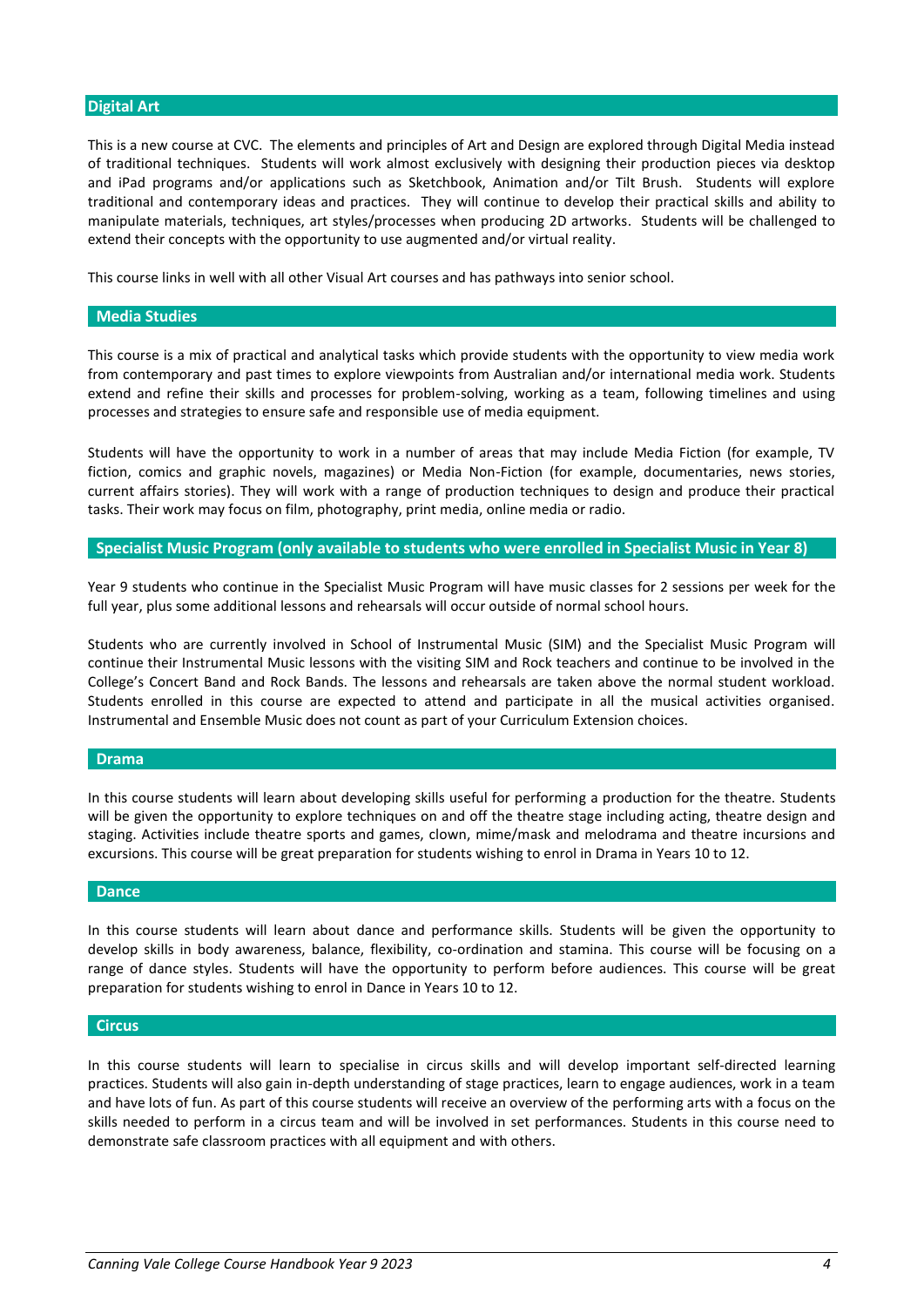## Digital Art

This is a new course at CVC. The elements and principles of Art and Design are explored through Digital Media instead of traditional techniques. Students will work almost exclusively with designing their production pieces via desktop and iPad programs and/or applications such as Sketchbook, Animation and/or Tilt Brush. Students will explore traditional and contemporary ideas and practices. They will continue to develop their practical skills and ability to manipulate materials, techniques, art styles/processes when producing 2D artworks. Students will be challenged to extend their concepts with the opportunity to use augmented and/or virtual reality.

This course links in well with all other Visual Art courses and has pathways into senior school.

## Media Studies

This course is a mix of practical and analytical tasks which provide students with the opportunity to view media work from contemporary and past times to explore viewpoints from Australian and/or international media work. Students extend and refine their skills and processes for problem-solving, working as a team, following timelines and using processes and strategies to ensure safe and responsible use of media equipment.

Students will have the opportunity to work in a number of areas that may include Media Fiction (for example, TV fiction, comics and graphic novels, magazines) or Media Non-Fiction (for example, documentaries, news stories, current affairs stories). They will work with a range of production techniques to design and produce their practical tasks. Their work may focus on film, photography, print media, online media or radio.

## Specialist Music Program (only available to students who were enrolled in Specialist Music in Year 8)

Year 9 students who continue in the Specialist Music Program will have music classes for 2 sessions per week for the full year, plus some additional lessons and rehearsals will occur outside of normal school hours.

Students who are currently involved in School of Instrumental Music (SIM) and the Specialist Music Program will continue their Instrumental Music lessons with the visiting SIM and Rock teachers and continue to be involved in the College's Concert Band and Rock Bands. The lessons and rehearsals are taken above the normal student workload. Students enrolled in this course are expected to attend and participate in all the musical activities organised. Instrumental and Ensemble Music does not count as part of your Curriculum Extension choices.

## Drama

In this course students will learn about developing skills useful for performing a production for the theatre. Students will be given the opportunity to explore techniques on and off the theatre stage including acting, theatre design and staging. Activities include theatre sports and games, clown, mime/mask and melodrama and theatre incursions and excursions. This course will be great preparation for students wishing to enrol in Drama in Years 10 to 12.

## Dance

In this course students will learn about dance and performance skills. Students will be given the opportunity to develop skills in body awareness, balance, flexibility, co-ordination and stamina. This course will be focusing on a range of dance styles. Students will have the opportunity to perform before audiences. This course will be great preparation for students wishing to enrol in Dance in Years 10 to 12.

## Circus

In this course students will learn to specialise in circus skills and will develop important self-directed learning practices. Students will also gain in-depth understanding of stage practices, learn to engage audiences, work in a team and have lots of fun. As part of this course students will receive an overview of the performing arts with a focus on the skills needed to perform in a circus team and will be involved in set performances. Students in this course need to demonstrate safe classroom practices with all equipment and with others.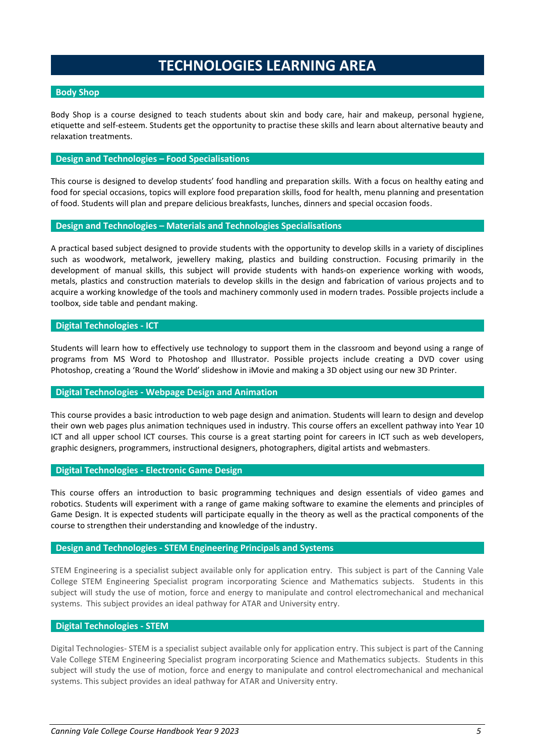# TECHNOLOGIES LEARNING AREA

## Body Shop

Body Shop is a course designed to teach students about skin and body care, hair and makeup, personal hygiene, etiquette and self-esteem. Students get the opportunity to practise these skills and learn about alternative beauty and relaxation treatments.

## Design and Technologies – Food Specialisations

This course is designed to develop students' food handling and preparation skills. With a focus on healthy eating and food for special occasions, topics will explore food preparation skills, food for health, menu planning and presentation of food. Students will plan and prepare delicious breakfasts, lunches, dinners and special occasion foods.

## Design and Technologies – Materials and Technologies Specialisations

A practical based subject designed to provide students with the opportunity to develop skills in a variety of disciplines such as woodwork, metalwork, jewellery making, plastics and building construction. Focusing primarily in the development of manual skills, this subject will provide students with hands-on experience working with woods, metals, plastics and construction materials to develop skills in the design and fabrication of various projects and to acquire a working knowledge of the tools and machinery commonly used in modern trades. Possible projects include a toolbox, side table and pendant making.

## Digital Technologies - ICT

Students will learn how to effectively use technology to support them in the classroom and beyond using a range of programs from MS Word to Photoshop and Illustrator. Possible projects include creating a DVD cover using Photoshop, creating a 'Round the World' slideshow in iMovie and making a 3D object using our new 3D Printer.

## Digital Technologies - Webpage Design and Animation

This course provides a basic introduction to web page design and animation. Students will learn to design and develop their own web pages plus animation techniques used in industry. This course offers an excellent pathway into Year 10 ICT and all upper school ICT courses. This course is a great starting point for careers in ICT such as web developers, graphic designers, programmers, instructional designers, photographers, digital artists and webmasters.

## Digital Technologies - Electronic Game Design

This course offers an introduction to basic programming techniques and design essentials of video games and robotics. Students will experiment with a range of game making software to examine the elements and principles of Game Design. It is expected students will participate equally in the theory as well as the practical components of the course to strengthen their understanding and knowledge of the industry.

## Design and Technologies - STEM Engineering Principals and Systems

STEM Engineering is a specialist subject available only for application entry. This subject is part of the Canning Vale College STEM Engineering Specialist program incorporating Science and Mathematics subjects. Students in this subject will study the use of motion, force and energy to manipulate and control electromechanical and mechanical systems. This subject provides an ideal pathway for ATAR and University entry.

## Digital Technologies - STEM

Digital Technologies- STEM is a specialist subject available only for application entry. This subject is part of the Canning Vale College STEM Engineering Specialist program incorporating Science and Mathematics subjects. Students in this subject will study the use of motion, force and energy to manipulate and control electromechanical and mechanical systems. This subject provides an ideal pathway for ATAR and University entry.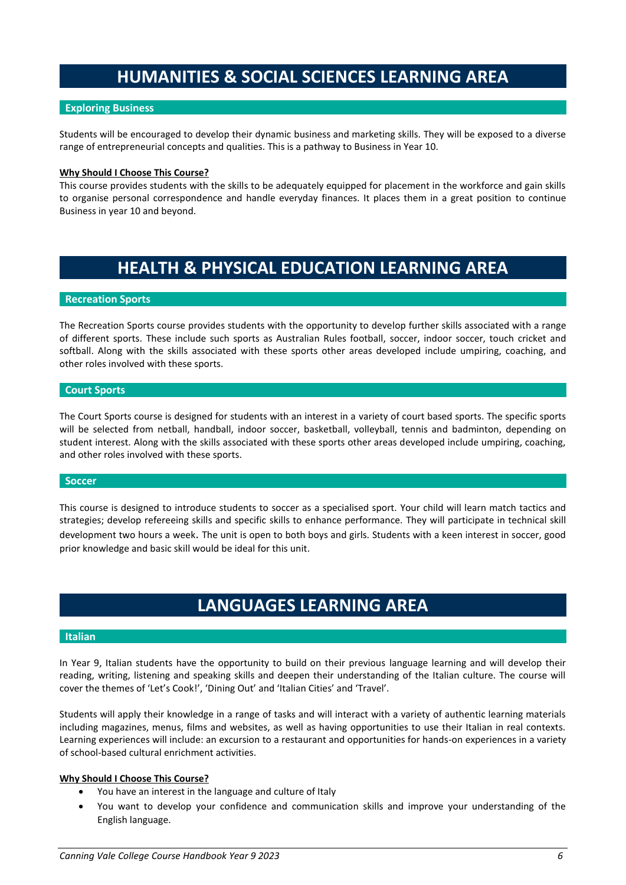# HUMANITIES & SOCIAL SCIENCES LEARNING AREA

## Exploring Business

Students will be encouraged to develop their dynamic business and marketing skills. They will be exposed to a diverse range of entrepreneurial concepts and qualities. This is a pathway to Business in Year 10.

**Why Should I Choose This Course?**

This course provides students with the skills to be adequately equipped for placement in the workforce and gain skills to organise personal correspondence and handle everyday finances. It places them in a great position to continue Business in year 10 and beyond.

# HEALTH & PHYSICAL EDUCATION LEARNING AREA

## Recreation Sports

The Recreation Sports course provides students with the opportunity to develop further skills associated with a range of different sports. These include such sports as Australian Rules football, soccer, indoor soccer, touch cricket and softball. Along with the skills associated with these sports other areas developed include umpiring, coaching, and other roles involved with these sports.

## Court Sports

The Court Sports course is designed for students with an interest in a variety of court based sports. The specific sports will be selected from netball, handball, indoor soccer, basketball, volleyball, tennis and badminton, depending on student interest. Along with the skills associated with these sports other areas developed include umpiring, coaching, and other roles involved with these sports.

## Soccer

This course is designed to introduce students to soccer as a specialised sport. Your child will learn match tactics and strategies; develop refereeing skills and specific skills to enhance performance. They will participate in technical skill development two hours a week. The unit is open to both boys and girls. Students with a keen interest in soccer, good prior knowledge and basic skill would be ideal for this unit.

# LANGUAGES LEARNING AREA

## Italian

In Year 9, Italian students have the opportunity to build on their previous language learning and will develop their reading, writing, listening and speaking skills and deepen their understanding of the Italian culture. The course will cover the themes of 'Let's Cook!', 'Dining Out' and 'Italian Cities' and 'Travel'.

Students will apply their knowledge in a range of tasks and will interact with a variety of authentic learning materials including magazines, menus, films and websites, as well as having opportunities to use their Italian in real contexts. Learning experiences will include: an excursion to a restaurant and opportunities for hands-on experiences in a variety of school-based cultural enrichment activities.

**Why Should I Choose This Course?**

- You have an interest in the language and culture of Italy
- You want to develop your confidence and communication skills and improve your understanding of the English language.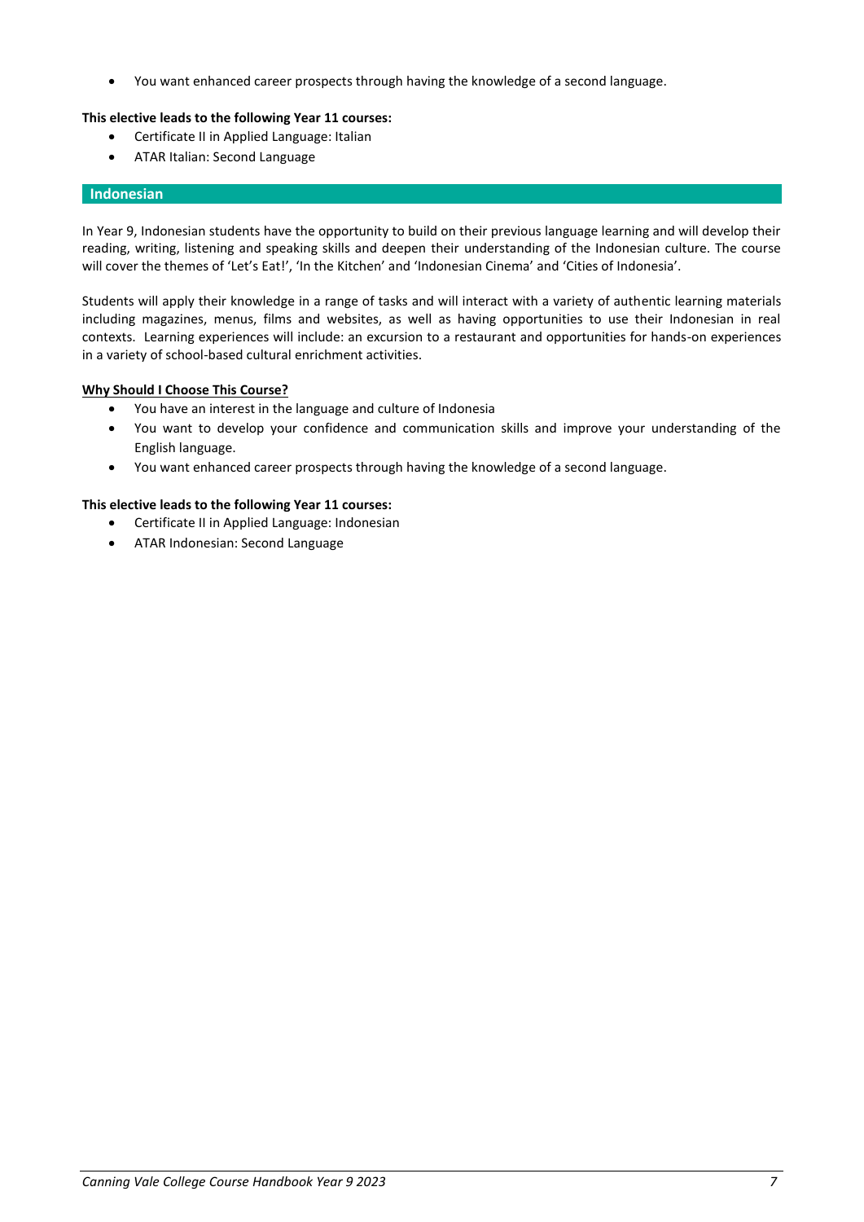- You want enhanced career prospects through having the knowledge of a second language.

**This elective leads to the following Year 11 courses:**

- Certificate II in Applied Language: Italian
- ATAR Italian: Second Language

## Indonesian

In Year 9, Indonesian students have the opportunity to build on their previous language learning and will develop their reading, writing, listening and speaking skills and deepen their understanding of the Indonesian culture. The course will cover the themes of 'Let's Eat!', 'In the Kitchen' and 'Indonesian Cinema' and 'Cities of Indonesia'.

Students will apply their knowledge in a range of tasks and will interact with a variety of authentic learning materials including magazines, menus, films and websites, as well as having opportunities to use their Indonesian in real contexts. Learning experiences will include: an excursion to a restaurant and opportunities for hands-on experiences in a variety of school-based cultural enrichment activities.

**Why Should I Choose This Course?**

- You have an interest in the language and culture of Indonesia
- You want to develop your confidence and communication skills and improve your understanding of the English language.
- You want enhanced career prospects through having the knowledge of a second language.

**This elective leads to the following Year 11 courses:**

- Certificate II in Applied Language: Indonesian
- ATAR Indonesian: Second Language